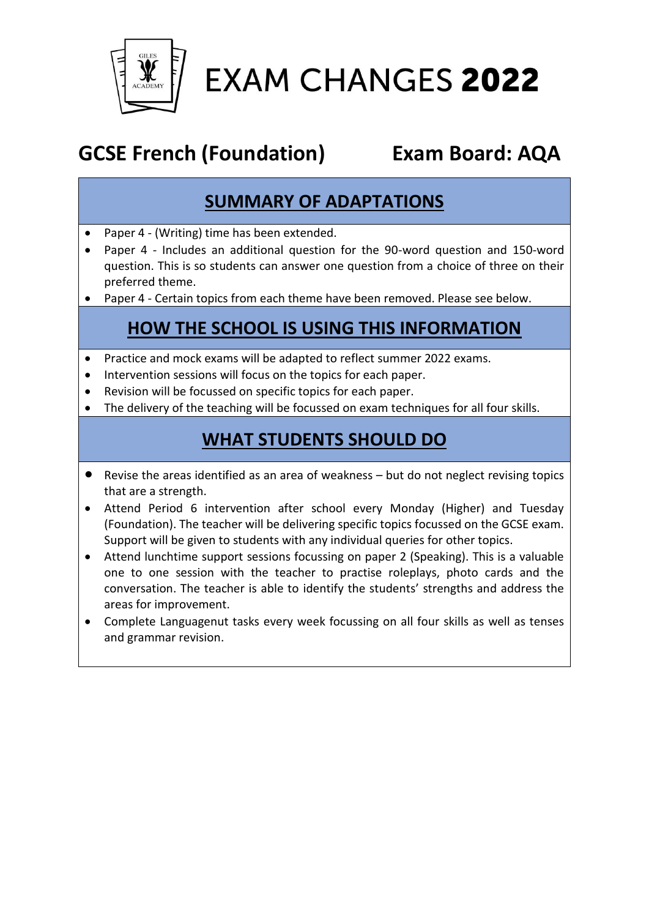# EXAM CHANGES **2022**

## GCSE French (Foundation) Exam Board: AQA

## SUMMARY OF ADAPTATIONS

- Paper 4 - (Writing) time has been extended.
- Paper 4 - Includes an additional question for the 90-word question and 150-word question. This is so students can answer one question from a choice of three on their preferred theme.
- Paper 4 - Certain topics from each theme have been removed. Please see below.

## HOW THE SCHOOL IS USING THIS INFORMATION

- Practice and mock exams will be adapted to reflect summer 2022 exams.
- Intervention sessions will focus on the topics for each paper.
- Revision will be focussed on specific topics for each paper.
- The delivery of the teaching will be focussed on exam techniques for all four skills.

## WHAT STUDENTS SHOULD DO

- Revise the areas identified as an area of weakness – but do not neglect revising topics that are a strength.
- Attend Period 6 intervention after school every Monday (Higher) and Tuesday (Foundation). The teacher will be delivering specific topics focussed on the GCSE exam. Support will be given to students with any individual queries for other topics.
- Attend lunchtime support sessions focussing on paper 2 (Speaking). This is a valuable one to one session with the teacher to practise roleplays, photo cards and the conversation. The teacher is able to identify the students' strengths and address the areas for improvement.
- Complete Languagenut tasks every week focussing on all four skills as well as tenses and grammar revision.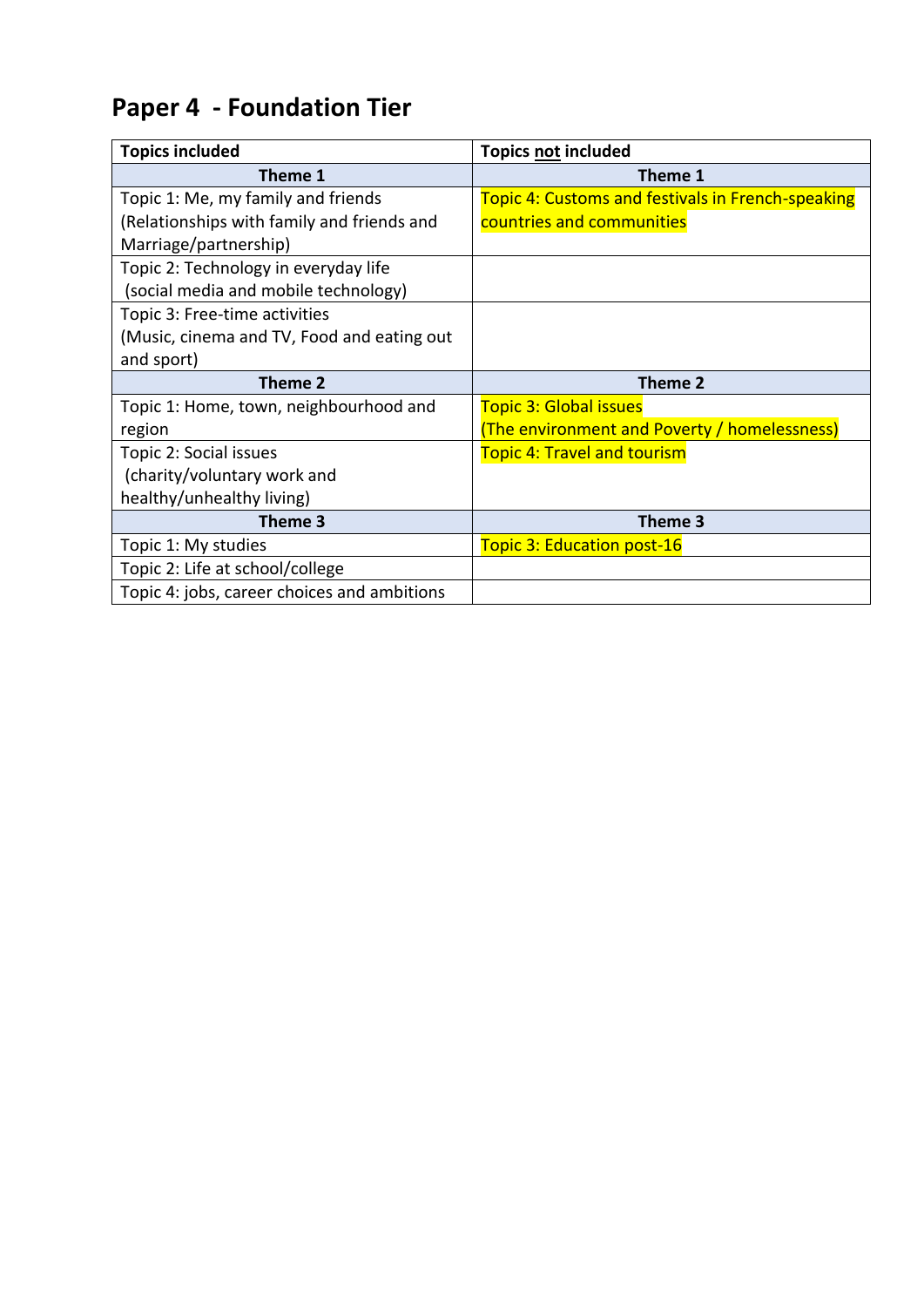# Paper 4 - Foundation Tier

| Topics included | Topics not included |
|---|---|
| **Theme 1** | **Theme 1** |
| Topic 1: Me, my family and friends (Relationships with family and friends and Marriage/partnership) | Topic 4: Customs and festivals in French-speaking countries and communities |
| Topic 2: Technology in everyday life (social media and mobile technology) | |
| Topic 3: Free-time activities (Music, cinema and TV, Food and eating out and sport) | |
| **Theme 2** | **Theme 2** |
| Topic 1: Home, town, neighbourhood and region | Topic 3: Global issues (The environment and Poverty / homelessness) |
| Topic 2: Social issues (charity/voluntary work and healthy/unhealthy living) | Topic 4: Travel and tourism |
| **Theme 3** | **Theme 3** |
| Topic 1: My studies | Topic 3: Education post-16 |
| Topic 2: Life at school/college | |
| Topic 4: jobs, career choices and ambitions | |